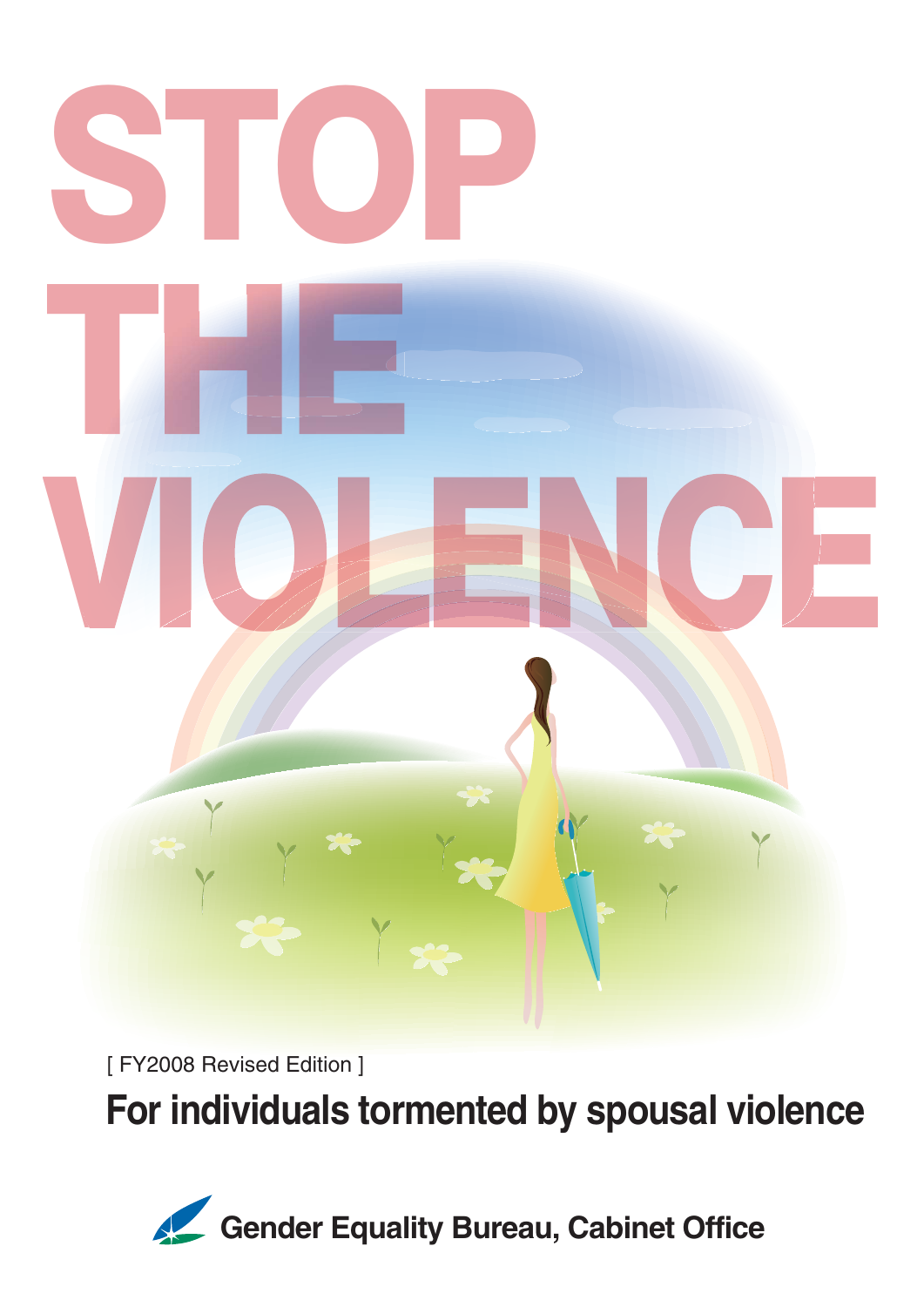# STOP THE VIOLENCE

[ FY2008 Revised Edition ]

## For individuals tormented by spousal violence

**Gender Equality Bureau, Cabinet Office**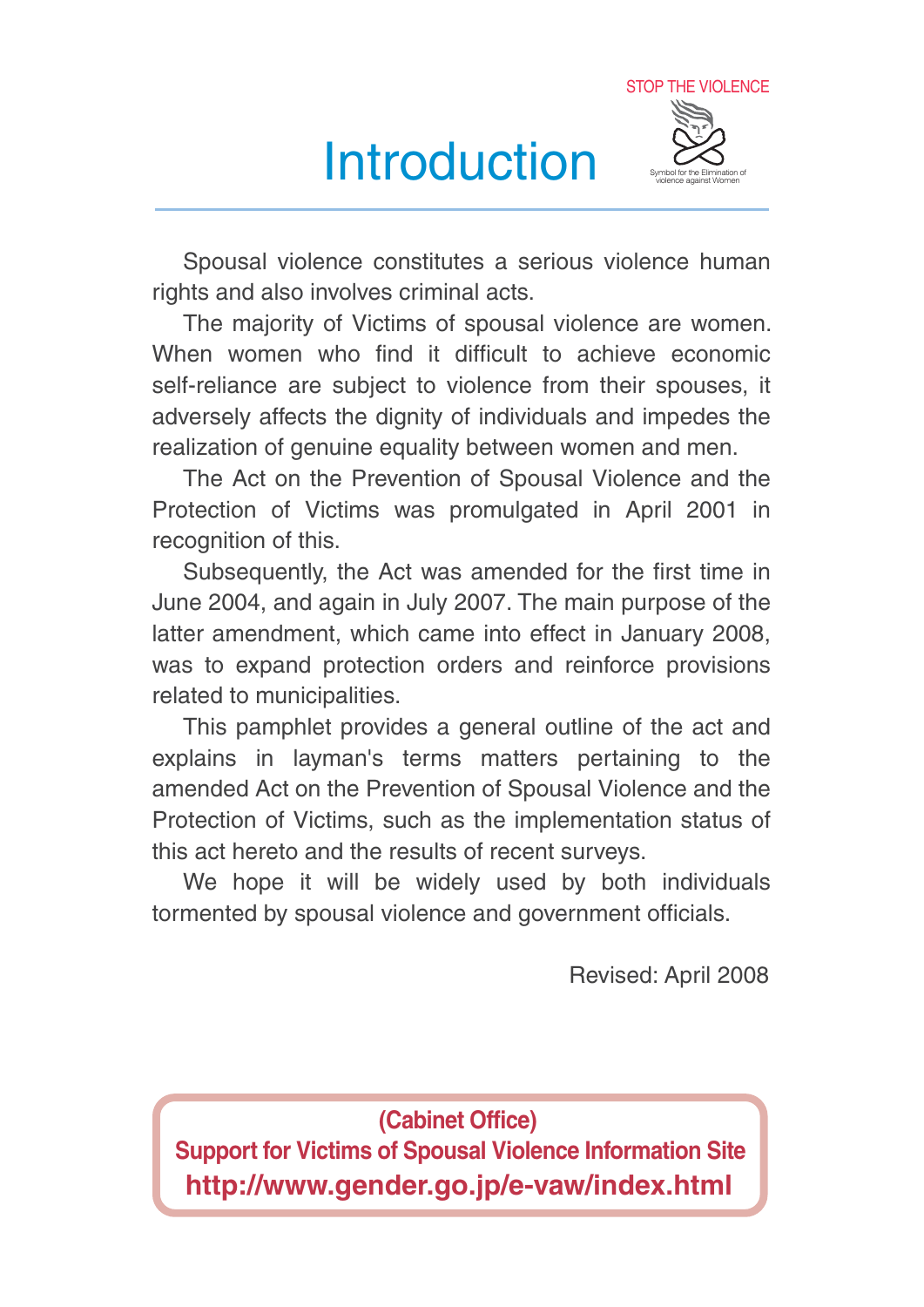# Introduction

STOP THE VIOLENCE

Symbol for the Elimination of violence against Women

Spousal violence constitutes a serious violence human rights and also involves criminal acts.

The majority of Victims of spousal violence are women. When women who find it difficult to achieve economic self-reliance are subject to violence from their spouses, it adversely affects the dignity of individuals and impedes the realization of genuine equality between women and men.

The Act on the Prevention of Spousal Violence and the Protection of Victims was promulgated in April 2001 in recognition of this.

Subsequently, the Act was amended for the first time in June 2004, and again in July 2007. The main purpose of the latter amendment, which came into effect in January 2008, was to expand protection orders and reinforce provisions related to municipalities.

This pamphlet provides a general outline of the act and explains in layman's terms matters pertaining to the amended Act on the Prevention of Spousal Violence and the Protection of Victims, such as the implementation status of this act hereto and the results of recent surveys.

We hope it will be widely used by both individuals tormented by spousal violence and government officials.

Revised: April 2008

**(Cabinet Office)**
**Support for Victims of Spousal Violence Information Site**
**http://www.gender.go.jp/e-vaw/index.html**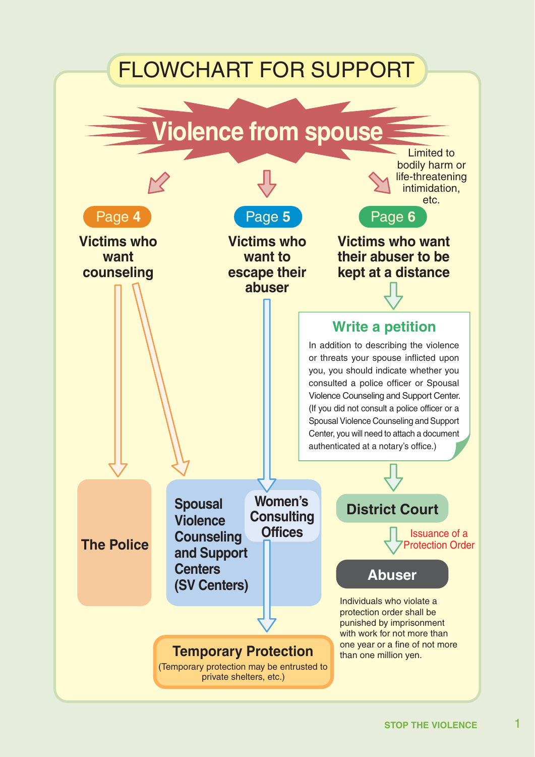# FLOWCHART FOR SUPPORT

## Violence from spouse

Limited to bodily harm or life-threatening intimidation, etc.

**Page 4**

**Victims who want counseling**

**Page 5**

**Victims who want to escape their abuser**

**Page 6**

**Victims who want their abuser to be kept at a distance**

### Write a petition

In addition to describing the violence or threats your spouse inflicted upon you, you should indicate whether you consulted a police officer or Spousal Violence Counseling and Support Center. (If you did not consult a police officer or a Spousal Violence Counseling and Support Center, you will need to attach a document authenticated at a notary's office.)

**The Police**

**Spousal Violence Counseling and Support Centers (SV Centers)**

**Women's Consulting Offices**

**District Court**

Issuance of a Protection Order

**Abuser**

Individuals who violate a protection order shall be punished by imprisonment with work for not more than one year or a fine of not more than one million yen.

**Temporary Protection**

(Temporary protection may be entrusted to private shelters, etc.)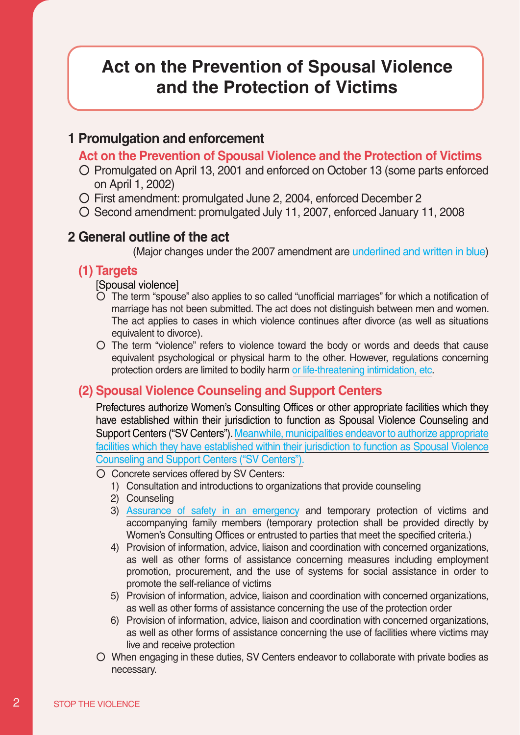# Act on the Prevention of Spousal Violence and the Protection of Victims

## 1 Promulgation and enforcement

### Act on the Prevention of Spousal Violence and the Protection of Victims

- Promulgated on April 13, 2001 and enforced on October 13 (some parts enforced on April 1, 2002)
- First amendment: promulgated June 2, 2004, enforced December 2
- Second amendment: promulgated July 11, 2007, enforced January 11, 2008

## 2 General outline of the act

(Major changes under the 2007 amendment are underlined and written in blue)

### (1) Targets

[Spousal violence]

- The term “spouse” also applies to so called “unofficial marriages” for which a notification of marriage has not been submitted. The act does not distinguish between men and women. The act applies to cases in which violence continues after divorce (as well as situations equivalent to divorce).
- The term “violence” refers to violence toward the body or words and deeds that cause equivalent psychological or physical harm to the other. However, regulations concerning protection orders are limited to bodily harm or life-threatening intimidation, etc.

### (2) Spousal Violence Counseling and Support Centers

Prefectures authorize Women’s Consulting Offices or other appropriate facilities which they have established within their jurisdiction to function as Spousal Violence Counseling and Support Centers (“SV Centers”). Meanwhile, municipalities endeavor to authorize appropriate facilities which they have established within their jurisdiction to function as Spousal Violence Counseling and Support Centers (“SV Centers”).

- Concrete services offered by SV Centers:
  1) Consultation and introductions to organizations that provide counseling
  2) Counseling
  3) Assurance of safety in an emergency and temporary protection of victims and accompanying family members (temporary protection shall be provided directly by Women’s Consulting Offices or entrusted to parties that meet the specified criteria.)
  4) Provision of information, advice, liaison and coordination with concerned organizations, as well as other forms of assistance concerning measures including employment promotion, procurement, and the use of systems for social assistance in order to promote the self-reliance of victims
  5) Provision of information, advice, liaison and coordination with concerned organizations, as well as other forms of assistance concerning the use of the protection order
  6) Provision of information, advice, liaison and coordination with concerned organizations, as well as other forms of assistance concerning the use of facilities where victims may live and receive protection
- When engaging in these duties, SV Centers endeavor to collaborate with private bodies as necessary.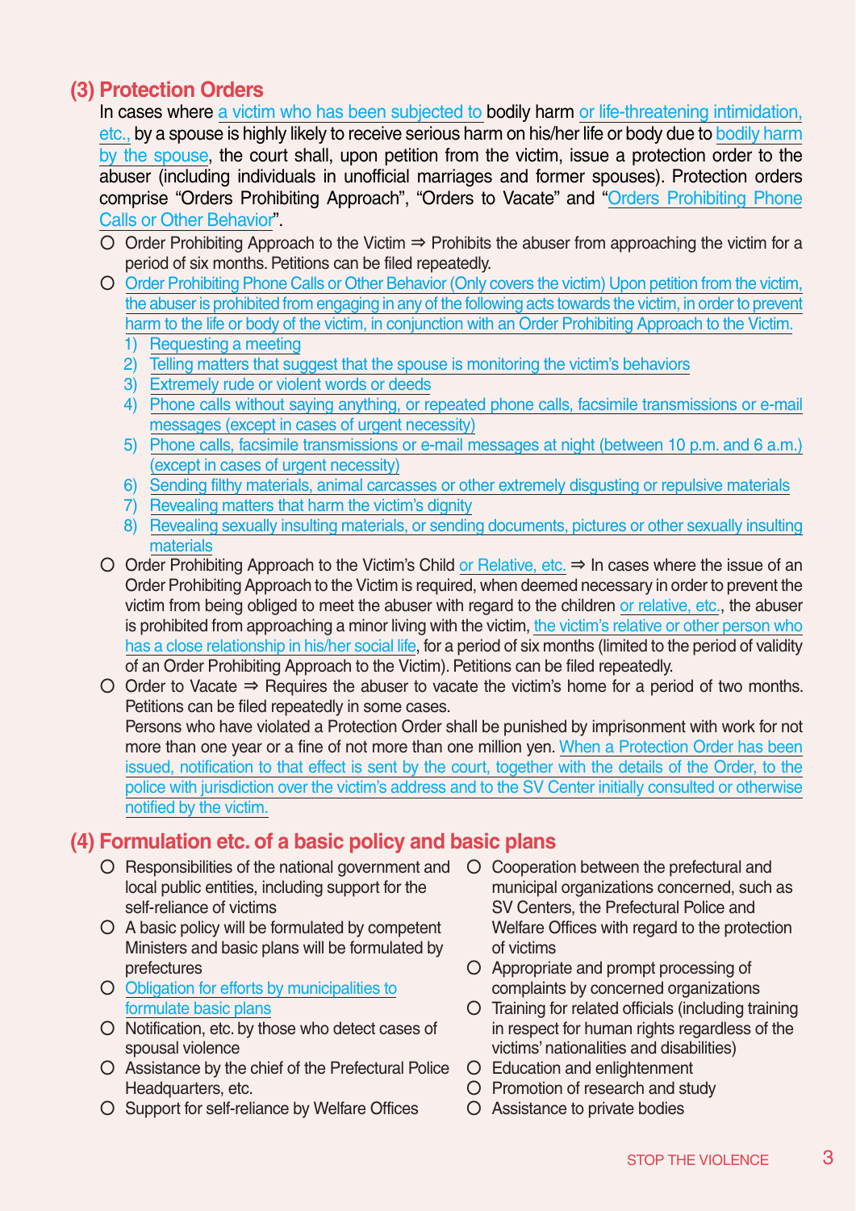## (3) Protection Orders

In cases where a victim who has been subjected to bodily harm or life-threatening intimidation, etc., by a spouse is highly likely to receive serious harm on his/her life or body due to bodily harm by the spouse, the court shall, upon petition from the victim, issue a protection order to the abuser (including individuals in unofficial marriages and former spouses). Protection orders comprise "Orders Prohibiting Approach", "Orders to Vacate" and "Orders Prohibiting Phone Calls or Other Behavior".

- Order Prohibiting Approach to the Victim ⇒ Prohibits the abuser from approaching the victim for a period of six months. Petitions can be filed repeatedly.
- Order Prohibiting Phone Calls or Other Behavior (Only covers the victim) Upon petition from the victim, the abuser is prohibited from engaging in any of the following acts towards the victim, in order to prevent harm to the life or body of the victim, in conjunction with an Order Prohibiting Approach to the Victim.
  1) Requesting a meeting
  2) Telling matters that suggest that the spouse is monitoring the victim's behaviors
  3) Extremely rude or violent words or deeds
  4) Phone calls without saying anything, or repeated phone calls, facsimile transmissions or e-mail messages (except in cases of urgent necessity)
  5) Phone calls, facsimile transmissions or e-mail messages at night (between 10 p.m. and 6 a.m.) (except in cases of urgent necessity)
  6) Sending filthy materials, animal carcasses or other extremely disgusting or repulsive materials
  7) Revealing matters that harm the victim's dignity
  8) Revealing sexually insulting materials, or sending documents, pictures or other sexually insulting materials
- Order Prohibiting Approach to the Victim's Child or Relative, etc. ⇒ In cases where the issue of an Order Prohibiting Approach to the Victim is required, when deemed necessary in order to prevent the victim from being obliged to meet the abuser with regard to the children or relative, etc., the abuser is prohibited from approaching a minor living with the victim, the victim's relative or other person who has a close relationship in his/her social life, for a period of six months (limited to the period of validity of an Order Prohibiting Approach to the Victim). Petitions can be filed repeatedly.
- Order to Vacate ⇒ Requires the abuser to vacate the victim's home for a period of two months. Petitions can be filed repeatedly in some cases.

  Persons who have violated a Protection Order shall be punished by imprisonment with work for not more than one year or a fine of not more than one million yen. When a Protection Order has been issued, notification to that effect is sent by the court, together with the details of the Order, to the police with jurisdiction over the victim's address and to the SV Center initially consulted or otherwise notified by the victim.

## (4) Formulation etc. of a basic policy and basic plans

- Responsibilities of the national government and local public entities, including support for the self-reliance of victims
- A basic policy will be formulated by competent Ministers and basic plans will be formulated by prefectures
- Obligation for efforts by municipalities to formulate basic plans
- Notification, etc. by those who detect cases of spousal violence
- Assistance by the chief of the Prefectural Police Headquarters, etc.
- Support for self-reliance by Welfare Offices
- Cooperation between the prefectural and municipal organizations concerned, such as SV Centers, the Prefectural Police and Welfare Offices with regard to the protection of victims
- Appropriate and prompt processing of complaints by concerned organizations
- Training for related officials (including training in respect for human rights regardless of the victims' nationalities and disabilities)
- Education and enlightenment
- Promotion of research and study
- Assistance to private bodies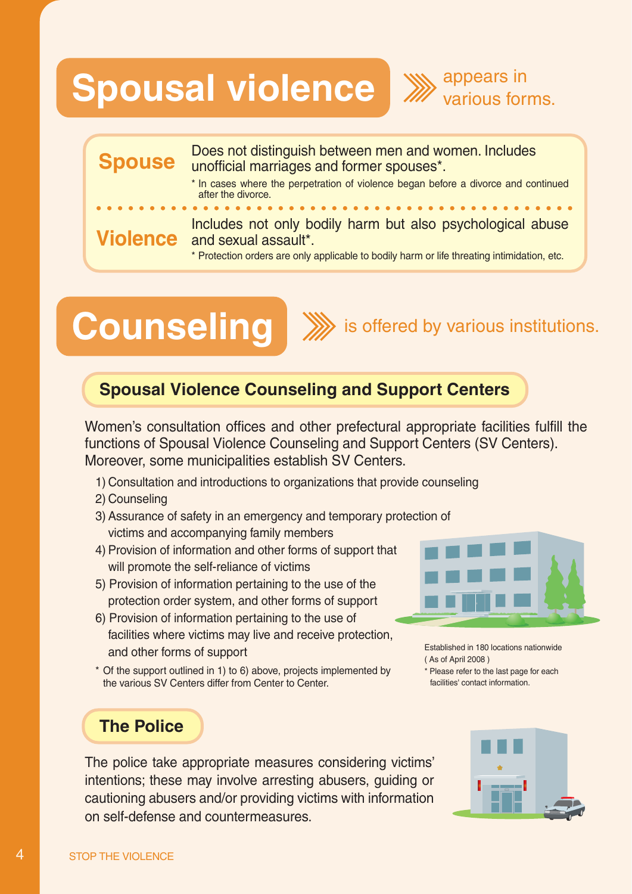# Spousal violence appears in various forms.

**Spouse** — Does not distinguish between men and women. Includes unofficial marriages and former spouses*.

\* In cases where the perpetration of violence began before a divorce and continued after the divorce.

**Violence** — Includes not only bodily harm but also psychological abuse and sexual assault*.

\* Protection orders are only applicable to bodily harm or life threating intimidation, etc.

# Counseling is offered by various institutions.

## Spousal Violence Counseling and Support Centers

Women's consultation offices and other prefectural appropriate facilities fulfill the functions of Spousal Violence Counseling and Support Centers (SV Centers). Moreover, some municipalities establish SV Centers.

1) Consultation and introductions to organizations that provide counseling
2) Counseling
3) Assurance of safety in an emergency and temporary protection of victims and accompanying family members
4) Provision of information and other forms of support that will promote the self-reliance of victims
5) Provision of information pertaining to the use of the protection order system, and other forms of support
6) Provision of information pertaining to the use of facilities where victims may live and receive protection, and other forms of support

\* Of the support outlined in 1) to 6) above, projects implemented by the various SV Centers differ from Center to Center.

Established in 180 locations nationwide ( As of April 2008 )

\* Please refer to the last page for each facilities' contact information.

## The Police

The police take appropriate measures considering victims' intentions; these may involve arresting abusers, guiding or cautioning abusers and/or providing victims with information on self-defense and countermeasures.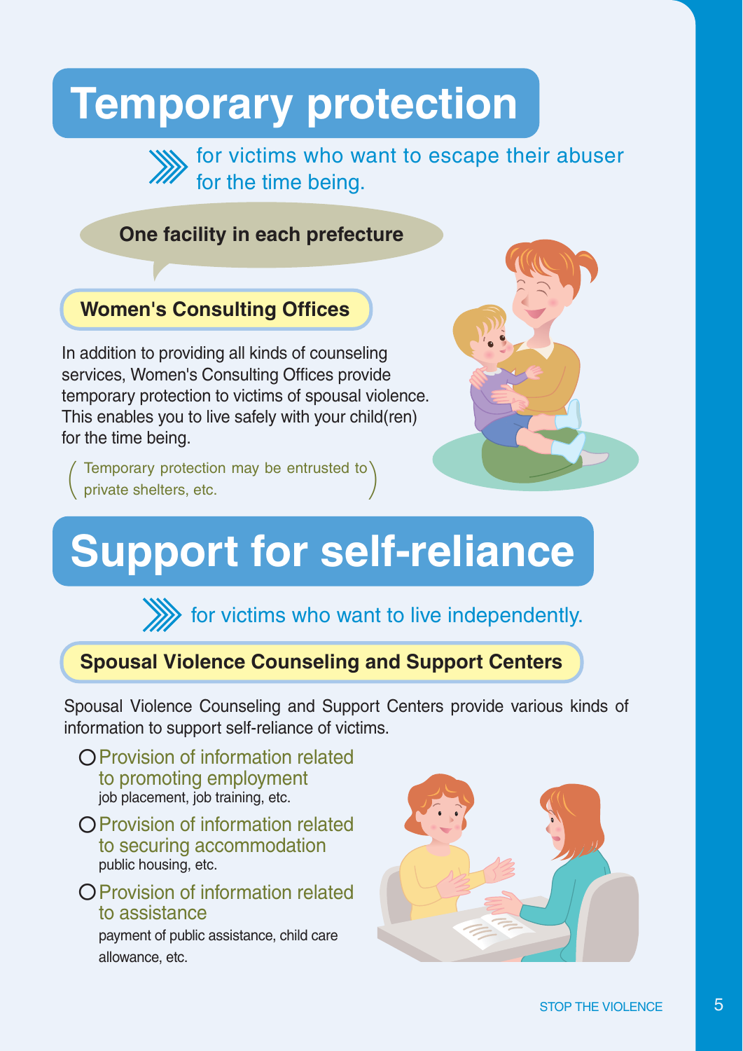# Temporary protection

for victims who want to escape their abuser for the time being.

**One facility in each prefecture**

### Women's Consulting Offices

In addition to providing all kinds of counseling services, Women's Consulting Offices provide temporary protection to victims of spousal violence. This enables you to live safely with your child(ren) for the time being.

(Temporary protection may be entrusted to private shelters, etc.)

# Support for self-reliance

for victims who want to live independently.

### Spousal Violence Counseling and Support Centers

Spousal Violence Counseling and Support Centers provide various kinds of information to support self-reliance of victims.

- Provision of information related to promoting employment
  job placement, job training, etc.
- Provision of information related to securing accommodation
  public housing, etc.
- Provision of information related to assistance
  payment of public assistance, child care allowance, etc.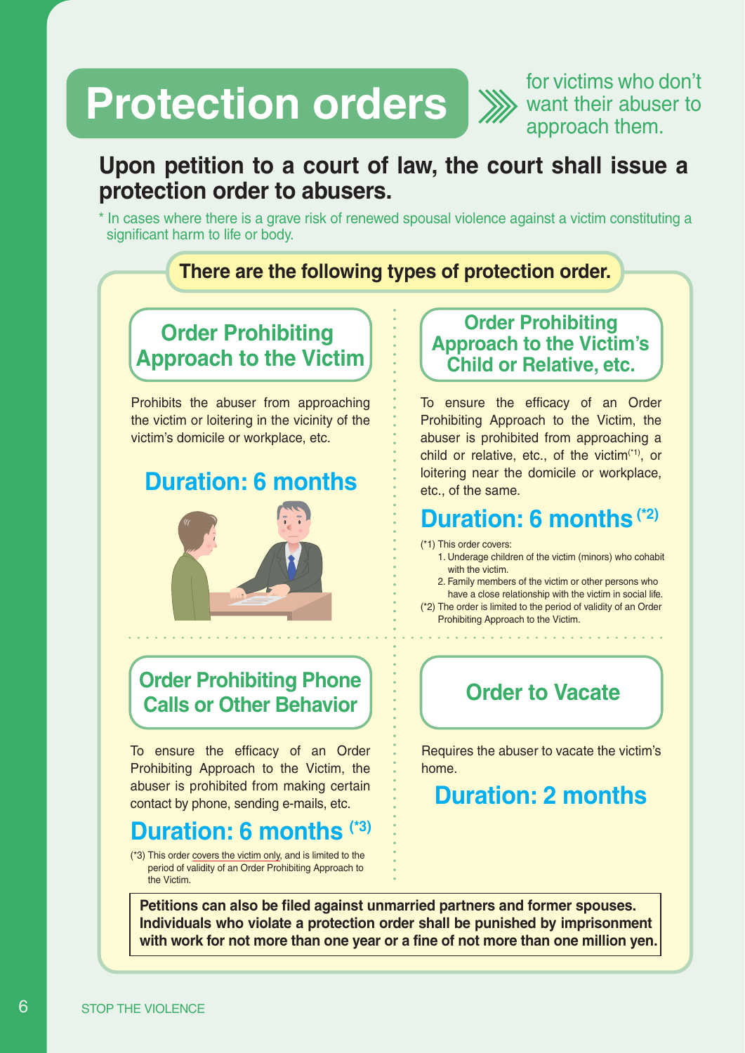# Protection orders

for victims who don't want their abuser to approach them.

**Upon petition to a court of law, the court shall issue a protection order to abusers.**

* In cases where there is a grave risk of renewed spousal violence against a victim constituting a significant harm to life or body.

## There are the following types of protection order.

### Order Prohibiting Approach to the Victim

Prohibits the abuser from approaching the victim or loitering in the vicinity of the victim's domicile or workplace, etc.

**Duration: 6 months**

### Order Prohibiting Approach to the Victim's Child or Relative, etc.

To ensure the efficacy of an Order Prohibiting Approach to the Victim, the abuser is prohibited from approaching a child or relative, etc., of the victim(*1), or loitering near the domicile or workplace, etc., of the same.

**Duration: 6 months (*2)**

(*1) This order covers:
1. Underage children of the victim (minors) who cohabit with the victim.
2. Family members of the victim or other persons who have a close relationship with the victim in social life.

(*2) The order is limited to the period of validity of an Order Prohibiting Approach to the Victim.

### Order Prohibiting Phone Calls or Other Behavior

To ensure the efficacy of an Order Prohibiting Approach to the Victim, the abuser is prohibited from making certain contact by phone, sending e-mails, etc.

**Duration: 6 months (*3)**

(*3) This order covers the victim only, and is limited to the period of validity of an Order Prohibiting Approach to the Victim.

### Order to Vacate

Requires the abuser to vacate the victim's home.

**Duration: 2 months**

**Petitions can also be filed against unmarried partners and former spouses. Individuals who violate a protection order shall be punished by imprisonment with work for not more than one year or a fine of not more than one million yen.**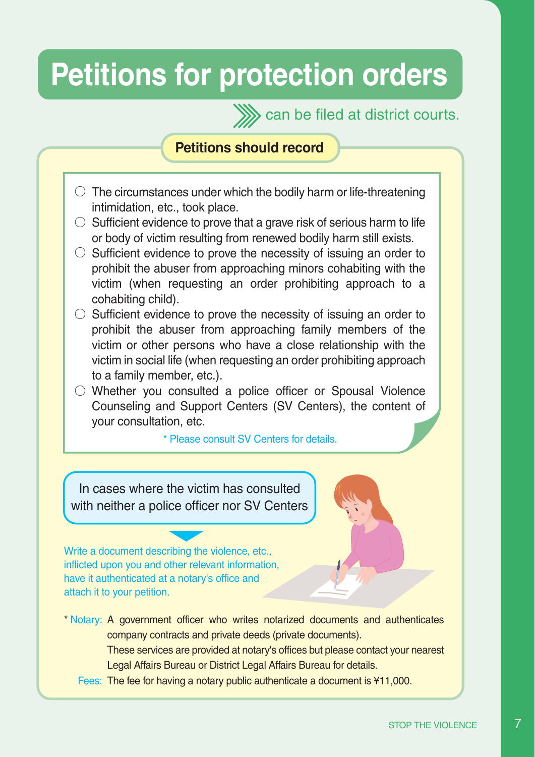# Petitions for protection orders

can be filed at district courts.

## Petitions should record

- ○ The circumstances under which the bodily harm or life-threatening intimidation, etc., took place.
- ○ Sufficient evidence to prove that a grave risk of serious harm to life or body of victim resulting from renewed bodily harm still exists.
- ○ Sufficient evidence to prove the necessity of issuing an order to prohibit the abuser from approaching minors cohabiting with the victim (when requesting an order prohibiting approach to a cohabiting child).
- ○ Sufficient evidence to prove the necessity of issuing an order to prohibit the abuser from approaching family members of the victim or other persons who have a close relationship with the victim in social life (when requesting an order prohibiting approach to a family member, etc.).
- ○ Whether you consulted a police officer or Spousal Violence Counseling and Support Centers (SV Centers), the content of your consultation, etc.

\* Please consult SV Centers for details.

**In cases where the victim has consulted with neither a police officer nor SV Centers**

Write a document describing the violence, etc., inflicted upon you and other relevant information, have it authenticated at a notary's office and attach it to your petition.

\* Notary: A government officer who writes notarized documents and authenticates company contracts and private deeds (private documents).
These services are provided at notary's offices but please contact your nearest Legal Affairs Bureau or District Legal Affairs Bureau for details.

Fees: The fee for having a notary public authenticate a document is ¥11,000.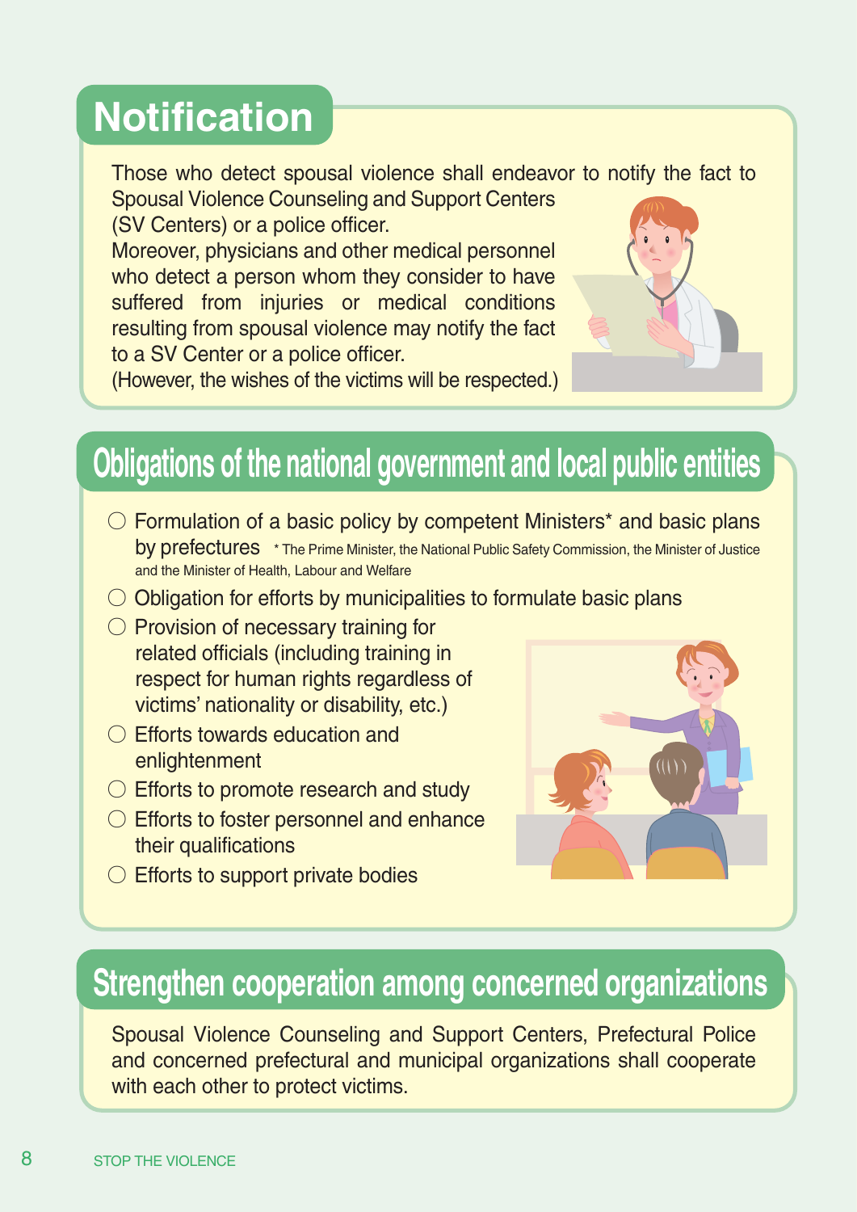# Notification

Those who detect spousal violence shall endeavor to notify the fact to Spousal Violence Counseling and Support Centers (SV Centers) or a police officer.

Moreover, physicians and other medical personnel who detect a person whom they consider to have suffered from injuries or medical conditions resulting from spousal violence may notify the fact to a SV Center or a police officer.

(However, the wishes of the victims will be respected.)

# Obligations of the national government and local public entities

- ○ Formulation of a basic policy by competent Ministers* and basic plans by prefectures  * The Prime Minister, the National Public Safety Commission, the Minister of Justice and the Minister of Health, Labour and Welfare
- ○ Obligation for efforts by municipalities to formulate basic plans
- ○ Provision of necessary training for related officials (including training in respect for human rights regardless of victims' nationality or disability, etc.)
- ○ Efforts towards education and enlightenment
- ○ Efforts to promote research and study
- ○ Efforts to foster personnel and enhance their qualifications
- ○ Efforts to support private bodies

# Strengthen cooperation among concerned organizations

Spousal Violence Counseling and Support Centers, Prefectural Police and concerned prefectural and municipal organizations shall cooperate with each other to protect victims.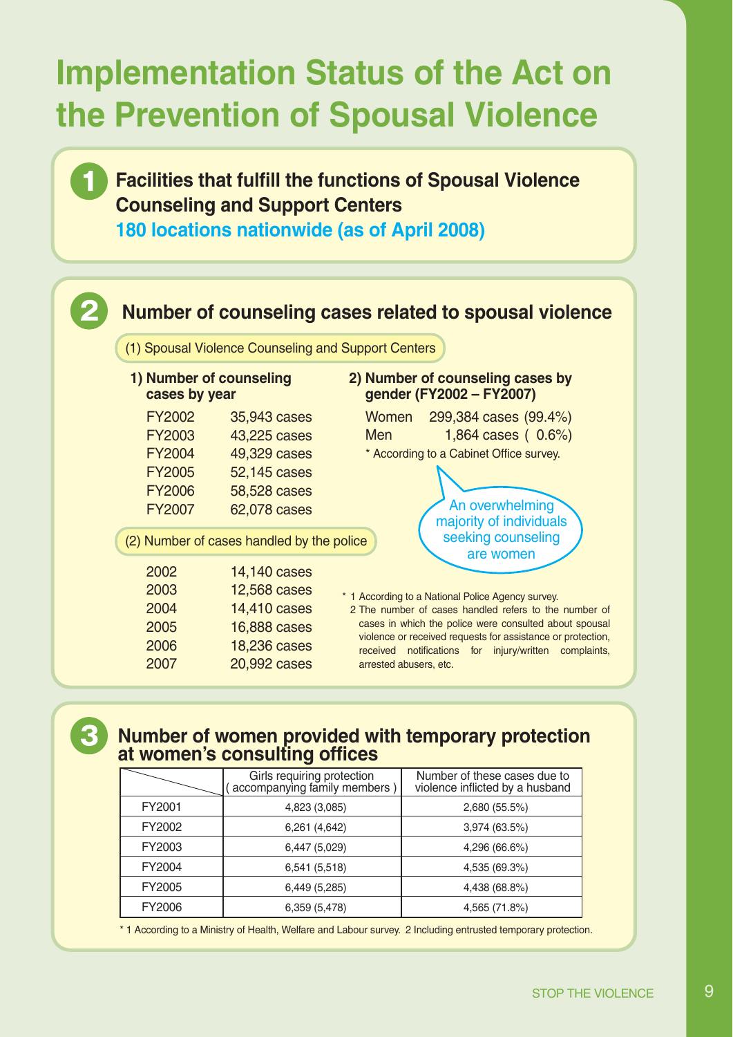# Implementation Status of the Act on the Prevention of Spousal Violence

## 1 Facilities that fulfill the functions of Spousal Violence Counseling and Support Centers

**180 locations nationwide (as of April 2008)**

## 2 Number of counseling cases related to spousal violence

### (1) Spousal Violence Counseling and Support Centers

**1) Number of counseling cases by year**

| | |
|---|---|
| FY2002 | 35,943 cases |
| FY2003 | 43,225 cases |
| FY2004 | 49,329 cases |
| FY2005 | 52,145 cases |
| FY2006 | 58,528 cases |
| FY2007 | 62,078 cases |

**2) Number of counseling cases by gender (FY2002 – FY2007)**

| | |
|---|---|
| Women | 299,384 cases (99.4%) |
| Men | 1,864 cases ( 0.6%) |

* According to a Cabinet Office survey.

An overwhelming majority of individuals seeking counseling are women

### (2) Number of cases handled by the police

| | |
|---|---|
| 2002 | 14,140 cases |
| 2003 | 12,568 cases |
| 2004 | 14,410 cases |
| 2005 | 16,888 cases |
| 2006 | 18,236 cases |
| 2007 | 20,992 cases |

* 1 According to a National Police Agency survey.
  2 The number of cases handled refers to the number of cases in which the police were consulted about spousal violence or received requests for assistance or protection, received notifications for injury/written complaints, arrested abusers, etc.

## 3 Number of women provided with temporary protection at women's consulting offices

| | Girls requiring protection ( accompanying family members ) | Number of these cases due to violence inflicted by a husband |
|---|---|---|
| FY2001 | 4,823 (3,085) | 2,680 (55.5%) |
| FY2002 | 6,261 (4,642) | 3,974 (63.5%) |
| FY2003 | 6,447 (5,029) | 4,296 (66.6%) |
| FY2004 | 6,541 (5,518) | 4,535 (69.3%) |
| FY2005 | 6,449 (5,285) | 4,438 (68.8%) |
| FY2006 | 6,359 (5,478) | 4,565 (71.8%) |

* 1 According to a Ministry of Health, Welfare and Labour survey. 2 Including entrusted temporary protection.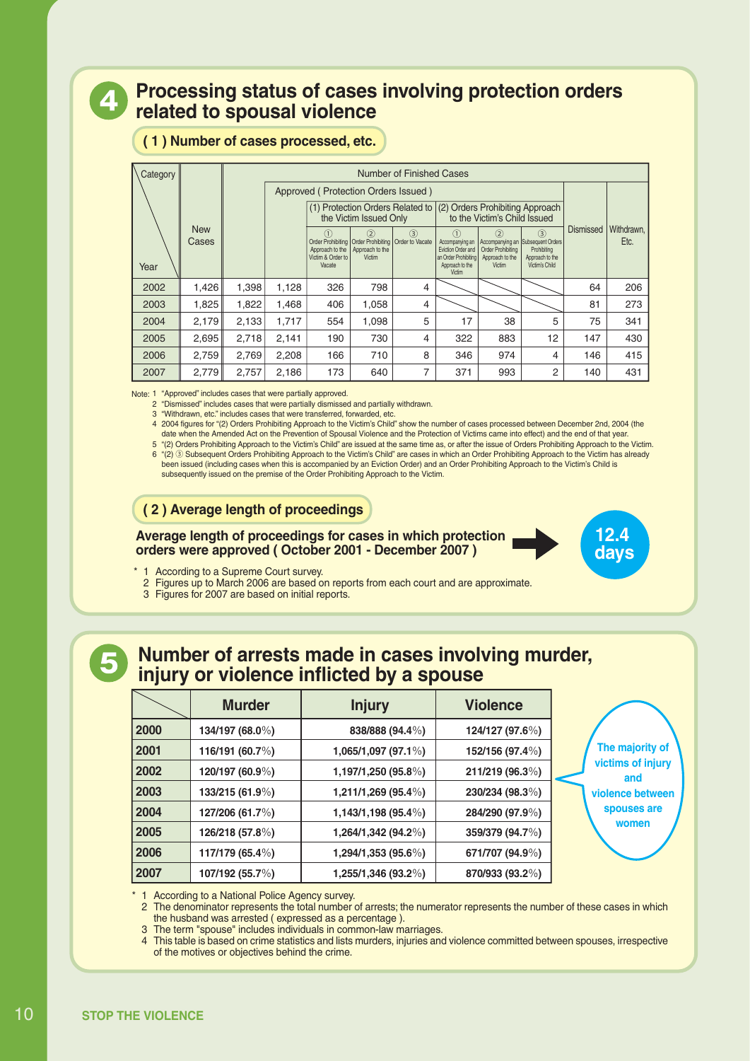# 4 Processing status of cases involving protection orders related to spousal violence

## ( 1 ) Number of cases processed, etc.

| Category / Year | New Cases | Number of Finished Cases | | | | | | | | | |
|---|---|---|---|---|---|---|---|---|---|---|---|
| | | | Approved ( Protection Orders Issued ) | | | | | | | Dismissed | Withdrawn, Etc. |
| | | | | (1) Protection Orders Related to the Victim Issued Only | | | (2) Orders Prohibiting Approach to the Victim's Child Issued | | | | |
| | | | | ① Order Prohibiting Approach to the Victim & Order to Vacate | ② Order Prohibiting Approach to the Victim | ③ Order to Vacate | ① Accompanying an Eviction Order and an Order Prohibiting Approach to the Victim | ② Accompanying an Order Prohibiting Approach to the Victim | ③ Subsequent Orders Prohibiting Approach to the Victim's Child | | |
| 2002 | 1,426 | 1,398 | 1,128 | 326 | 798 | 4 | | | | 64 | 206 |
| 2003 | 1,825 | 1,822 | 1,468 | 406 | 1,058 | 4 | | | | 81 | 273 |
| 2004 | 2,179 | 2,133 | 1,717 | 554 | 1,098 | 5 | 17 | 38 | 5 | 75 | 341 |
| 2005 | 2,695 | 2,718 | 2,141 | 190 | 730 | 4 | 322 | 883 | 12 | 147 | 430 |
| 2006 | 2,759 | 2,769 | 2,208 | 166 | 710 | 8 | 346 | 974 | 4 | 146 | 415 |
| 2007 | 2,779 | 2,757 | 2,186 | 173 | 640 | 7 | 371 | 993 | 2 | 140 | 431 |

Note: 1 "Approved" includes cases that were partially approved.
2 "Dismissed" includes cases that were partially dismissed and partially withdrawn.
3 "Withdrawn, etc." includes cases that were transferred, forwarded, etc.
4 2004 figures for "(2) Orders Prohibiting Approach to the Victim's Child" show the number of cases processed between December 2nd, 2004 (the date when the Amended Act on the Prevention of Spousal Violence and the Protection of Victims came into effect) and the end of that year.
5 "(2) Orders Prohibiting Approach to the Victim's Child" are issued at the same time as, or after the issue of Orders Prohibiting Approach to the Victim.
6 "(2) ③ Subsequent Orders Prohibiting Approach to the Victim's Child" are cases in which an Order Prohibiting Approach to the Victim has already been issued (including cases when this is accompanied by an Eviction Order) and an Order Prohibiting Approach to the Victim's Child is subsequently issued on the premise of the Order Prohibiting Approach to the Victim.

## ( 2 ) Average length of proceedings

**Average length of proceedings for cases in which protection orders were approved ( October 2001 - December 2007 )** → **12.4 days**

\* 1 According to a Supreme Court survey.
2 Figures up to March 2006 are based on reports from each court and are approximate.
3 Figures for 2007 are based on initial reports.

# 5 Number of arrests made in cases involving murder, injury or violence inflicted by a spouse

| | Murder | Injury | Violence |
|---|---|---|---|
| 2000 | 134/197 (68.0%) | 838/888 (94.4%) | 124/127 (97.6%) |
| 2001 | 116/191 (60.7%) | 1,065/1,097 (97.1%) | 152/156 (97.4%) |
| 2002 | 120/197 (60.9%) | 1,197/1,250 (95.8%) | 211/219 (96.3%) |
| 2003 | 133/215 (61.9%) | 1,211/1,269 (95.4%) | 230/234 (98.3%) |
| 2004 | 127/206 (61.7%) | 1,143/1,198 (95.4%) | 284/290 (97.9%) |
| 2005 | 126/218 (57.8%) | 1,264/1,342 (94.2%) | 359/379 (94.7%) |
| 2006 | 117/179 (65.4%) | 1,294/1,353 (95.6%) | 671/707 (94.9%) |
| 2007 | 107/192 (55.7%) | 1,255/1,346 (93.2%) | 870/933 (93.2%) |

**The majority of victims of injury and violence between spouses are women**

\* 1 According to a National Police Agency survey.
2 The denominator represents the total number of arrests; the numerator represents the number of these cases in which the husband was arrested ( expressed as a percentage ).
3 The term "spouse" includes individuals in common-law marriages.
4 This table is based on crime statistics and lists murders, injuries and violence committed between spouses, irrespective of the motives or objectives behind the crime.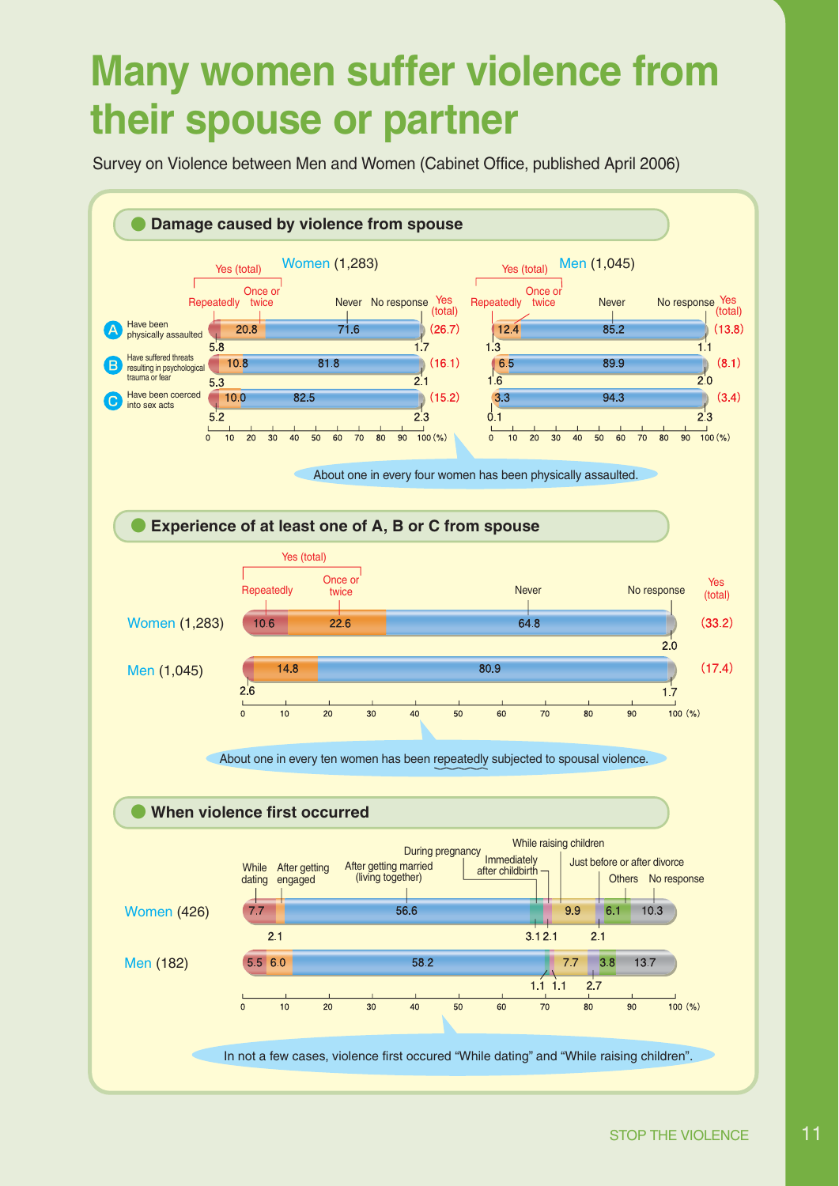# Many women suffer violence from their spouse or partner

Survey on Violence between Men and Women (Cabinet Office, published April 2006)

## Damage caused by violence from spouse

**Women (1,283)** (%)

| | Repeatedly | Once or twice | Never | No response | Yes (total) |
|---|---|---|---|---|---|
| A. Have been physically assaulted | 5.8 | 20.8 | 71.6 | 1.7 | (26.7) |
| B. Have suffered threats resulting in psychological trauma or fear | 5.3 | 10.8 | 81.8 | 2.1 | (16.1) |
| C. Have been coerced into sex acts | 5.2 | 10.0 | 82.5 | 2.3 | (15.2) |

**Men (1,045)** (%)

| | Repeatedly | Once or twice | Never | No response | Yes (total) |
|---|---|---|---|---|---|
| A. Have been physically assaulted | 1.3 | 12.4 | 85.2 | 1.1 | (13.8) |
| B. Have suffered threats resulting in psychological trauma or fear | 1.6 | 6.5 | 89.9 | 2.0 | (8.1) |
| C. Have been coerced into sex acts | 0.1 | 3.3 | 94.3 | 2.3 | (3.4) |

About one in every four women has been physically assaulted.

## Experience of at least one of A, B or C from spouse

| | Repeatedly | Once or twice | Never | No response | Yes (total) |
|---|---|---|---|---|---|
| Women (1,283) | 10.6 | 22.6 | 64.8 | 2.0 | (33.2) |
| Men (1,045) | 2.6 | 14.8 | 80.9 | 1.7 | (17.4) |

About one in every ten women has been repeatedly subjected to spousal violence.

## When violence first occurred

| | While dating | After getting engaged | After getting married (living together) | During pregnancy | Immediately after childbirth | While raising children | Just before or after divorce | Others | No response |
|---|---|---|---|---|---|---|---|---|---|
| Women (426) | 7.7 | 2.1 | 56.6 | 3.1 | 2.1 | 9.9 | 2.1 | 6.1 | 10.3 |
| Men (182) | 5.5 | 6.0 | 58.2 | 1.1 | 1.1 | 7.7 | 2.7 | 3.8 | 13.7 |

In not a few cases, violence first occured "While dating" and "While raising children".

STOP THE VIOLENCE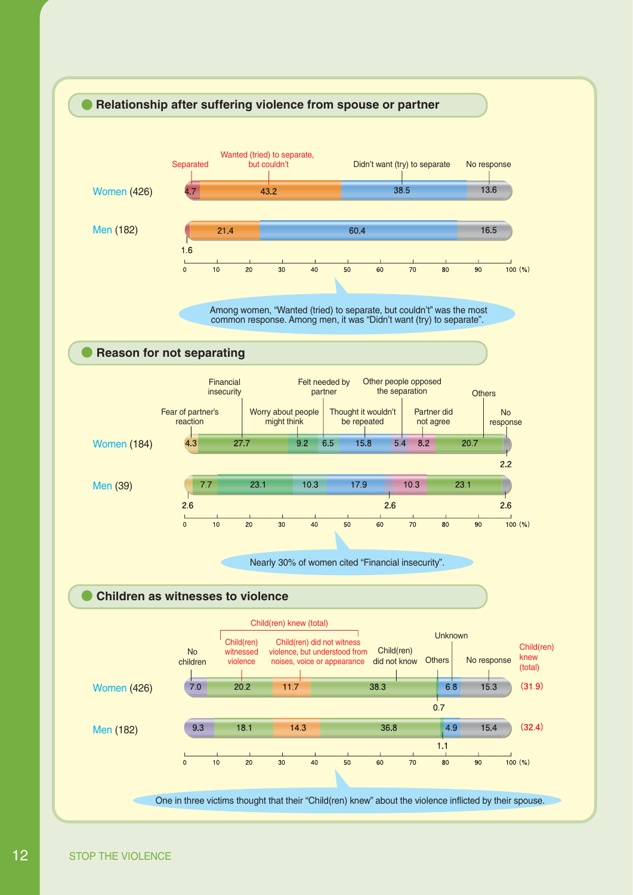## Relationship after suffering violence from spouse or partner

| | Separated | Wanted (tried) to separate, but couldn't | Didn't want (try) to separate | No response |
|---|---|---|---|---|
| Women (426) | 4.7 | 43.2 | 38.5 | 13.6 |
| Men (182) | 1.6 | 21.4 | 60.4 | 16.5 |

(%)

Among women, "Wanted (tried) to separate, but couldn't" was the most common response. Among men, it was "Didn't want (try) to separate".

## Reason for not separating

| | Fear of partner's reaction | Financial insecurity | Worry about people might think | Felt needed by partner | Thought it wouldn't be repeated | Other people opposed the separation | Partner did not agree | Others | No response |
|---|---|---|---|---|---|---|---|---|---|
| Women (184) | 4.3 | 27.7 | 9.2 | 6.5 | 15.8 | 5.4 | 8.2 | 20.7 | 2.2 |
| Men (39) | 2.6 | 7.7 | 23.1 | 10.3 | 17.9 | 2.6 | 10.3 | 23.1 | 2.6 |

(%)

Nearly 30% of women cited "Financial insecurity".

## Children as witnesses to violence

| | No children | Child(ren) witnessed violence | Child(ren) did not witness violence, but understood from noises, voice or appearance | Child(ren) did not know | Others | Unknown | No response | Child(ren) knew (total) |
|---|---|---|---|---|---|---|---|---|
| Women (426) | 7.0 | 20.2 | 11.7 | 38.3 | 0.7 | 6.8 | 15.3 | (31.9) |
| Men (182) | 9.3 | 18.1 | 14.3 | 36.8 | 1.1 | 4.9 | 15.4 | (32.4) |

(%)

One in three victims thought that their "Child(ren) knew" about the violence inflicted by their spouse.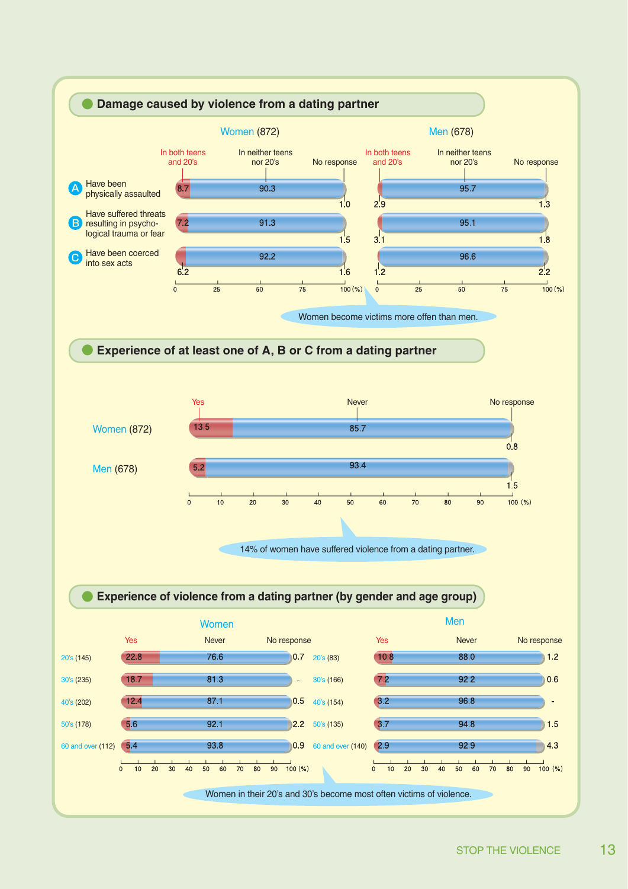## Damage caused by violence from a dating partner

| | Women (872) In both teens and 20's | Women (872) In neither teens nor 20's | Women (872) No response | Men (678) In both teens and 20's | Men (678) In neither teens nor 20's | Men (678) No response |
|---|---|---|---|---|---|---|
| A Have been physically assaulted | 8.7 | 90.3 | 1.0 | 2.9 | 95.7 | 1.3 |
| B Have suffered threats resulting in psycho-logical trauma or fear | 7.2 | 91.3 | 1.5 | 3.1 | 95.1 | 1.8 |
| C Have been coerced into sex acts | 6.2 | 92.2 | 1.6 | 1.2 | 96.6 | 2.2 |

(%)

Women become victims more offen than men.

## Experience of at least one of A, B or C from a dating partner

| | Yes | Never | No response |
|---|---|---|---|
| Women (872) | 13.5 | 85.7 | 0.8 |
| Men (678) | 5.2 | 93.4 | 1.5 |

(%)

14% of women have suffered violence from a dating partner.

## Experience of violence from a dating partner (by gender and age group)

**Women**

| | Yes | Never | No response |
|---|---|---|---|
| 20's (145) | 22.8 | 76.6 | 0.7 |
| 30's (235) | 18.7 | 81.3 | - |
| 40's (202) | 12.4 | 87.1 | 0.5 |
| 50's (178) | 5.6 | 92.1 | 2.2 |
| 60 and over (112) | 5.4 | 93.8 | 0.9 |

**Men**

| | Yes | Never | No response |
|---|---|---|---|
| 20's (83) | 10.8 | 88.0 | 1.2 |
| 30's (166) | 7.2 | 92.2 | 0.6 |
| 40's (154) | 3.2 | 96.8 | - |
| 50's (135) | 3.7 | 94.8 | 1.5 |
| 60 and over (140) | 2.9 | 92.9 | 4.3 |

(%)

Women in their 20's and 30's become most often victims of violence.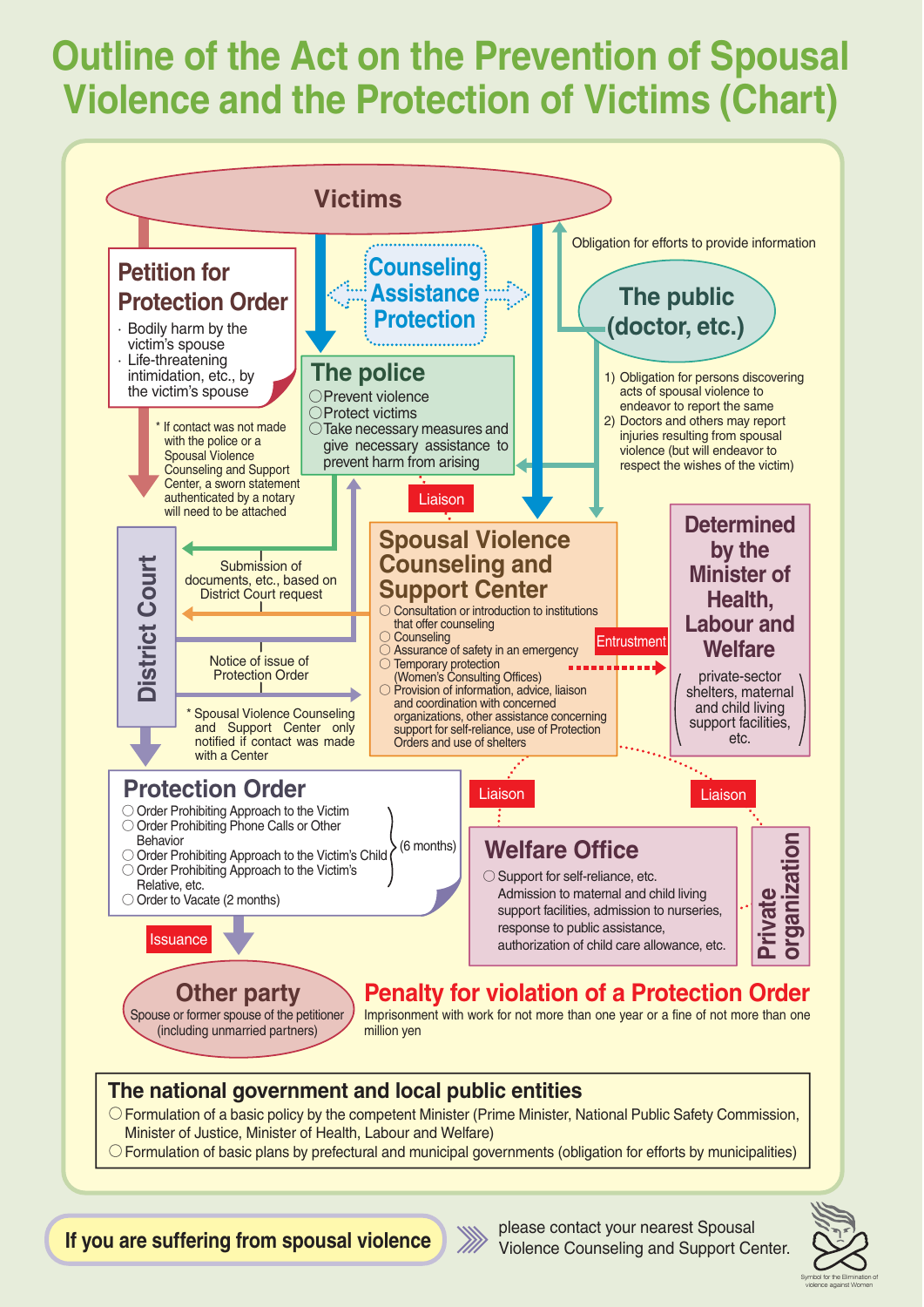# Outline of the Act on the Prevention of Spousal Violence and the Protection of Victims (Chart)

**Victims**

**Counseling Assistance Protection**

Obligation for efforts to provide information

**The public (doctor, etc.)**

1) Obligation for persons discovering acts of spousal violence to endeavor to report the same
2) Doctors and others may report injuries resulting from spousal violence (but will endeavor to respect the wishes of the victim)

## Petition for Protection Order

- Bodily harm by the victim's spouse
- Life-threatening intimidation, etc., by the victim's spouse

* If contact was not made with the police or a Spousal Violence Counseling and Support Center, a sworn statement authenticated by a notary will need to be attached

## The police

○ Prevent violence
○ Protect victims
○ Take necessary measures and give necessary assistance to prevent harm from arising

Liaison

## District Court

Submission of documents, etc., based on District Court request

Notice of issue of Protection Order

* Spousal Violence Counseling and Support Center only notified if contact was made with a Center

## Spousal Violence Counseling and Support Center

○ Consultation or introduction to institutions that offer counseling
○ Counseling
○ Assurance of safety in an emergency
○ Temporary protection (Women's Consulting Offices)
○ Provision of information, advice, liaison and coordination with concerned organizations, other assistance concerning support for self-reliance, use of Protection Orders and use of shelters

Entrustment

## Determined by the Minister of Health, Labour and Welfare

(private-sector shelters, maternal and child living support facilities, etc.)

## Protection Order

○ Order Prohibiting Approach to the Victim
○ Order Prohibiting Phone Calls or Other Behavior
○ Order Prohibiting Approach to the Victim's Child
○ Order Prohibiting Approach to the Victim's Relative, etc.
(6 months)
○ Order to Vacate (2 months)

Issuance

Liaison

Liaison

## Welfare Office

○ Support for self-reliance, etc.
Admission to maternal and child living support facilities, admission to nurseries, response to public assistance, authorization of child care allowance, etc.

## Private organization

## Other party

Spouse or former spouse of the petitioner (including unmarried partners)

## Penalty for violation of a Protection Order

Imprisonment with work for not more than one year or a fine of not more than one million yen

## The national government and local public entities

○ Formulation of a basic policy by the competent Minister (Prime Minister, National Public Safety Commission, Minister of Justice, Minister of Health, Labour and Welfare)
○ Formulation of basic plans by prefectural and municipal governments (obligation for efforts by municipalities)

**If you are suffering from spousal violence** please contact your nearest Spousal Violence Counseling and Support Center.

Symbol for the Elimination of violence against Women